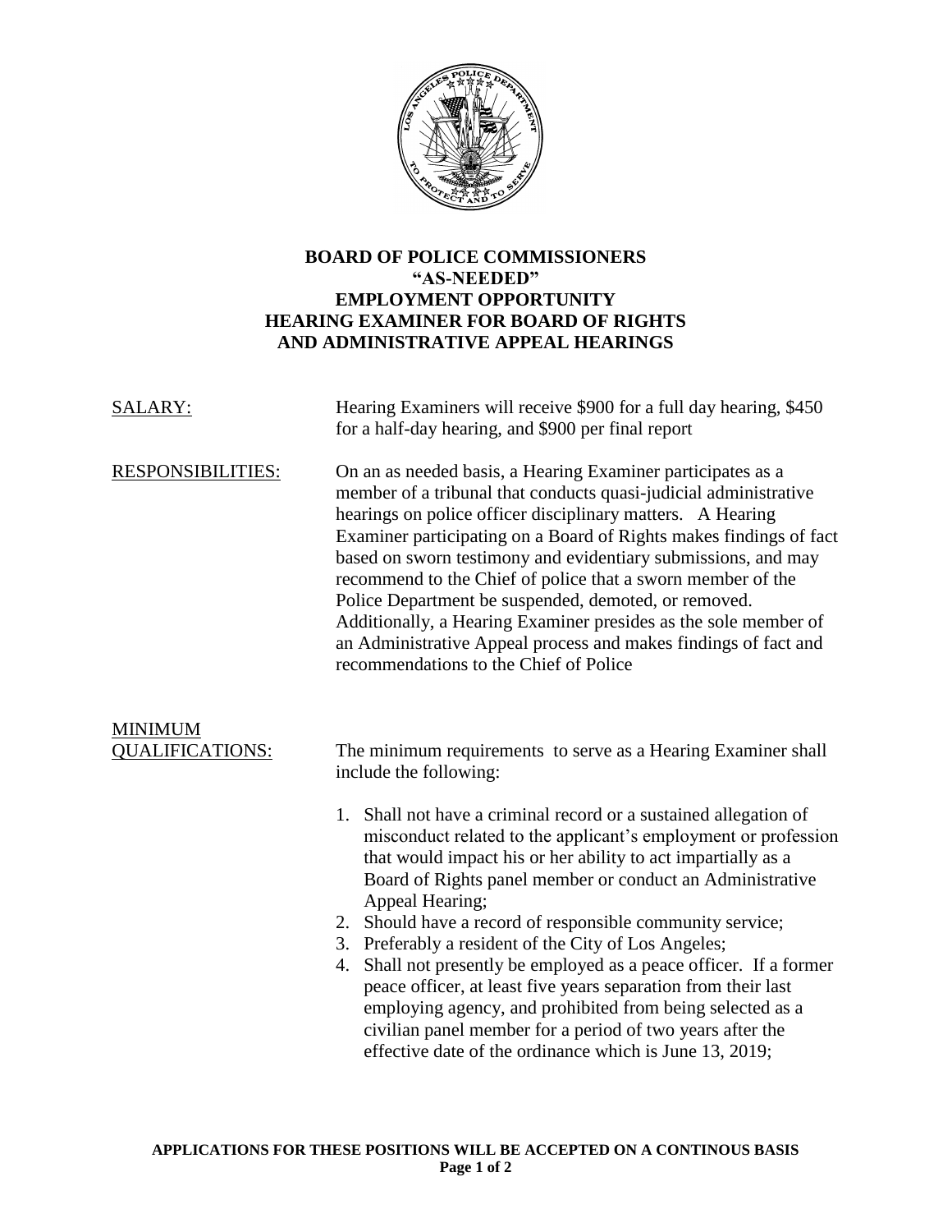# BOARD OF POLICE COMMISSIONERS
# "AS-NEEDED"
# EMPLOYMENT OPPORTUNITY
# HEARING EXAMINER FOR BOARD OF RIGHTS AND ADMINISTRATIVE APPEAL HEARINGS

SALARY: Hearing Examiners will receive $900 for a full day hearing, $450 for a half-day hearing, and $900 per final report

RESPONSIBILITIES: On an as needed basis, a Hearing Examiner participates as a member of a tribunal that conducts quasi-judicial administrative hearings on police officer disciplinary matters. A Hearing Examiner participating on a Board of Rights makes findings of fact based on sworn testimony and evidentiary submissions, and may recommend to the Chief of police that a sworn member of the Police Department be suspended, demoted, or removed. Additionally, a Hearing Examiner presides as the sole member of an Administrative Appeal process and makes findings of fact and recommendations to the Chief of Police

MINIMUM QUALIFICATIONS: The minimum requirements to serve as a Hearing Examiner shall include the following:

1. Shall not have a criminal record or a sustained allegation of misconduct related to the applicant's employment or profession that would impact his or her ability to act impartially as a Board of Rights panel member or conduct an Administrative Appeal Hearing;
2. Should have a record of responsible community service;
3. Preferably a resident of the City of Los Angeles;
4. Shall not presently be employed as a peace officer. If a former peace officer, at least five years separation from their last employing agency, and prohibited from being selected as a civilian panel member for a period of two years after the effective date of the ordinance which is June 13, 2019;

**APPLICATIONS FOR THESE POSITIONS WILL BE ACCEPTED ON A CONTINOUS BASIS**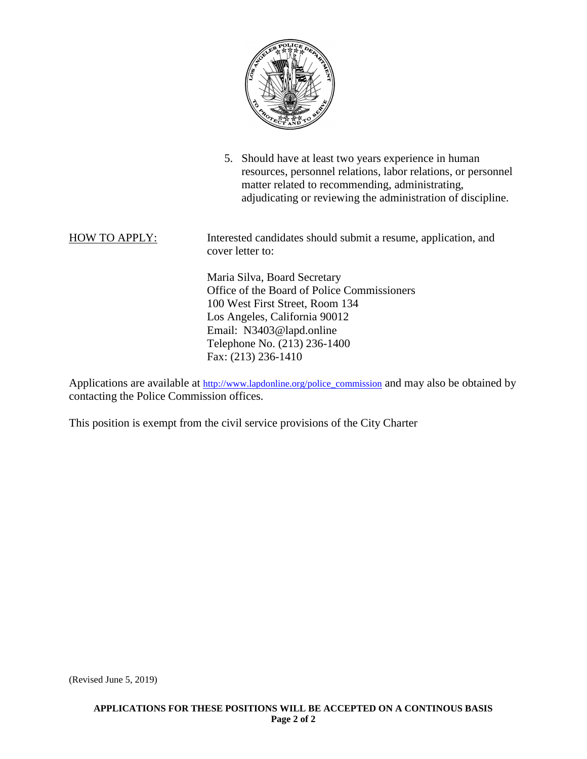5. Should have at least two years experience in human resources, personnel relations, labor relations, or personnel matter related to recommending, administrating, adjudicating or reviewing the administration of discipline.

<u>HOW TO APPLY:</u> Interested candidates should submit a resume, application, and cover letter to:

Maria Silva, Board Secretary
Office of the Board of Police Commissioners
100 West First Street, Room 134
Los Angeles, California 90012
Email: N3403@lapd.online
Telephone No. (213) 236-1400
Fax: (213) 236-1410

Applications are available at http://www.lapdonline.org/police_commission and may also be obtained by contacting the Police Commission offices.

This position is exempt from the civil service provisions of the City Charter

(Revised June 5, 2019)

**APPLICATIONS FOR THESE POSITIONS WILL BE ACCEPTED ON A CONTINOUS BASIS**